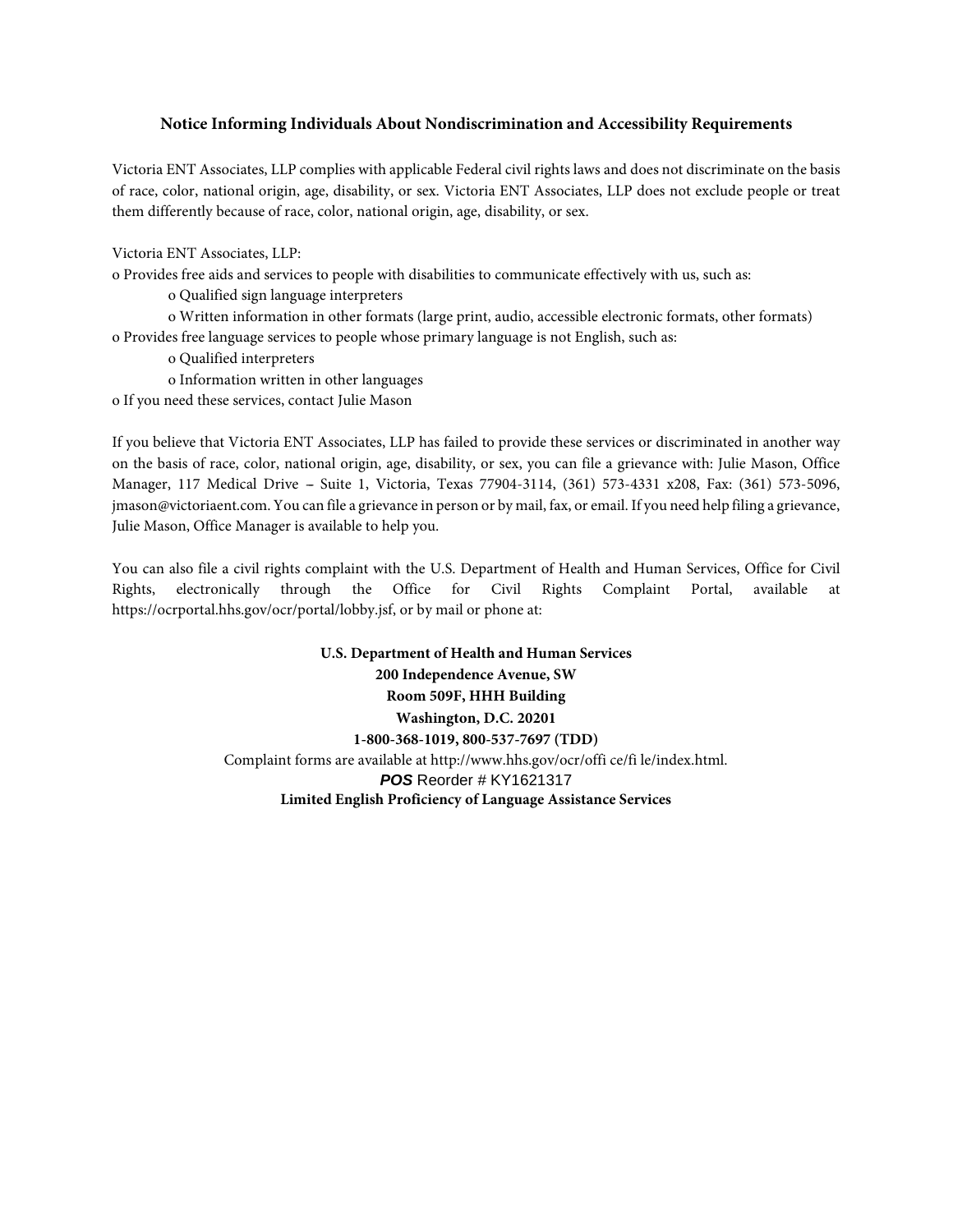## Notice Informing Individuals About Nondiscrimination and Accessibility Requirements

Victoria ENT Associates, LLP complies with applicable Federal civil rights laws and does not discriminate on the basis of race, color, national origin, age, disability, or sex. Victoria ENT Associates, LLP does not exclude people or treat them differently because of race, color, national origin, age, disability, or sex.

Victoria ENT Associates, LLP:

- Provides free aids and services to people with disabilities to communicate effectively with us, such as:
  - Qualified sign language interpreters
  - Written information in other formats (large print, audio, accessible electronic formats, other formats)
- Provides free language services to people whose primary language is not English, such as:
  - Qualified interpreters
  - Information written in other languages
- If you need these services, contact Julie Mason

If you believe that Victoria ENT Associates, LLP has failed to provide these services or discriminated in another way on the basis of race, color, national origin, age, disability, or sex, you can file a grievance with: Julie Mason, Office Manager, 117 Medical Drive – Suite 1, Victoria, Texas 77904-3114, (361) 573-4331 x208, Fax: (361) 573-5096, jmason@victoriaent.com. You can file a grievance in person or by mail, fax, or email. If you need help filing a grievance, Julie Mason, Office Manager is available to help you.

You can also file a civil rights complaint with the U.S. Department of Health and Human Services, Office for Civil Rights, electronically through the Office for Civil Rights Complaint Portal, available at https://ocrportal.hhs.gov/ocr/portal/lobby.jsf, or by mail or phone at:

**U.S. Department of Health and Human Services**
**200 Independence Avenue, SW**
**Room 509F, HHH Building**
**Washington, D.C. 20201**
**1-800-368-1019, 800-537-7697 (TDD)**

Complaint forms are available at http://www.hhs.gov/ocr/offi ce/fi le/index.html.

***POS*** Reorder # KY1621317

**Limited English Proficiency of Language Assistance Services**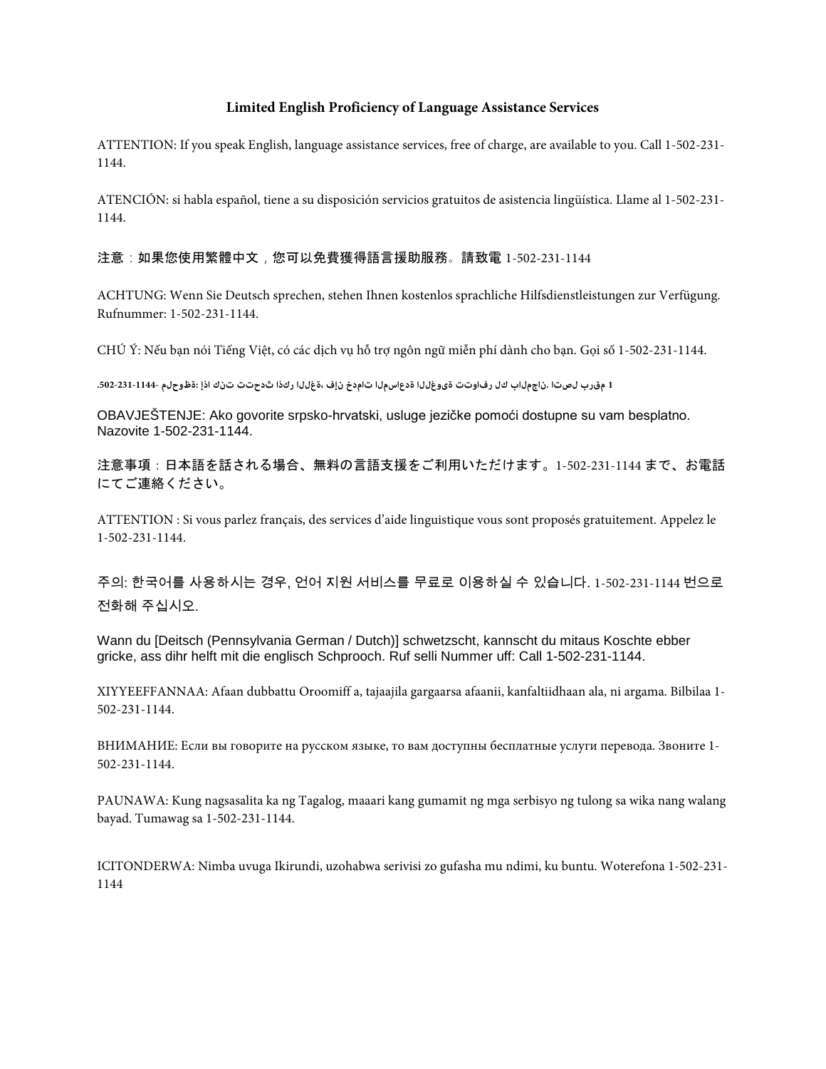**Limited English Proficiency of Language Assistance Services**

ATTENTION: If you speak English, language assistance services, free of charge, are available to you. Call 1-502-231-1144.

ATENCIÓN: si habla español, tiene a su disposición servicios gratuitos de asistencia lingüística. Llame al 1-502-231-1144.

注意：如果您使用繁體中文，您可以免費獲得語言援助服務。請致電 1-502-231-1144

ACHTUNG: Wenn Sie Deutsch sprechen, stehen Ihnen kostenlos sprachliche Hilfsdienstleistungen zur Verfügung. Rufnummer: 1-502-231-1144.

CHÚ Ý: Nếu bạn nói Tiếng Việt, có các dịch vụ hỗ trợ ngôn ngữ miễn phí dành cho bạn. Gọi số 1-502-231-1144.

ملحوظة: إذا كنت تتحدث اذكر اللغة، فإن خدمات المساعدة اللغوية تتوافر لك بالمجان. اتصل برقم 1-502-231-1144.

OBAVJEŠTENJE: Ako govorite srpsko-hrvatski, usluge jezičke pomoći dostupne su vam besplatno. Nazovite 1-502-231-1144.

注意事項：日本語を話される場合、無料の言語支援をご利用いただけます。1-502-231-1144 まで、お電話にてご連絡ください。

ATTENTION : Si vous parlez français, des services d'aide linguistique vous sont proposés gratuitement. Appelez le 1-502-231-1144.

주의: 한국어를 사용하시는 경우, 언어 지원 서비스를 무료로 이용하실 수 있습니다. 1-502-231-1144 번으로 전화해 주십시오.

Wann du [Deitsch (Pennsylvania German / Dutch)] schwetzscht, kannscht du mitaus Koschte ebber gricke, ass dihr helft mit die englisch Schprooch. Ruf selli Nummer uff: Call 1-502-231-1144.

XIYYEEFFANNAA: Afaan dubbattu Oroomiff a, tajaajila gargaarsa afaanii, kanfaltiidhaan ala, ni argama. Bilbilaa 1-502-231-1144.

ВНИМАНИЕ: Если вы говорите на русском языке, то вам доступны бесплатные услуги перевода. Звоните 1-502-231-1144.

PAUNAWA: Kung nagsasalita ka ng Tagalog, maaari kang gumamit ng mga serbisyo ng tulong sa wika nang walang bayad. Tumawag sa 1-502-231-1144.

ICITONDERWA: Nimba uvuga Ikirundi, uzohabwa serivisi zo gufasha mu ndimi, ku buntu. Woterefona 1-502-231-1144